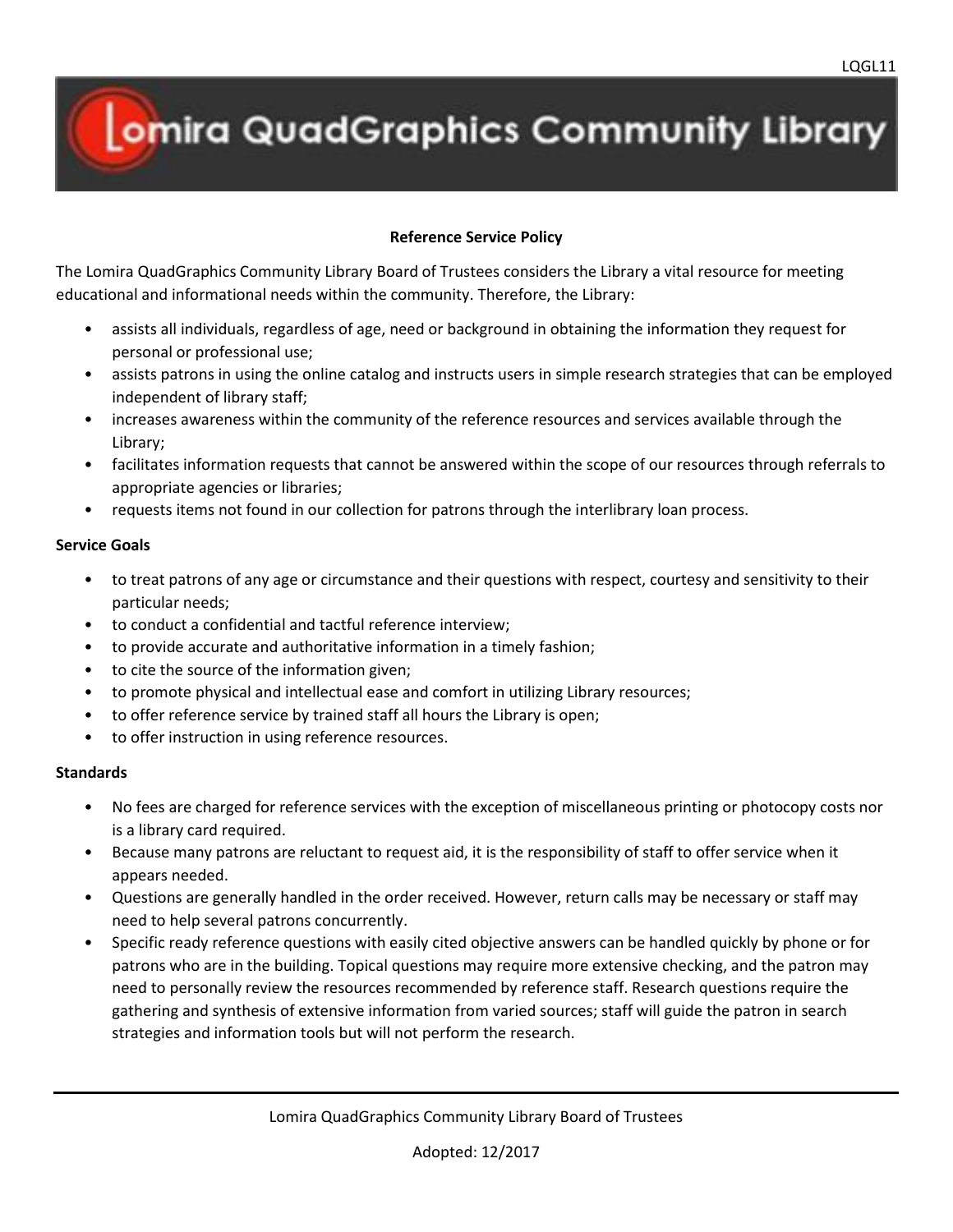# Lomira QuadGraphics Community Library

## Reference Service Policy

The Lomira QuadGraphics Community Library Board of Trustees considers the Library a vital resource for meeting educational and informational needs within the community. Therefore, the Library:

- assists all individuals, regardless of age, need or background in obtaining the information they request for personal or professional use;
- assists patrons in using the online catalog and instructs users in simple research strategies that can be employed independent of library staff;
- increases awareness within the community of the reference resources and services available through the Library;
- facilitates information requests that cannot be answered within the scope of our resources through referrals to appropriate agencies or libraries;
- requests items not found in our collection for patrons through the interlibrary loan process.

### Service Goals

- to treat patrons of any age or circumstance and their questions with respect, courtesy and sensitivity to their particular needs;
- to conduct a confidential and tactful reference interview;
- to provide accurate and authoritative information in a timely fashion;
- to cite the source of the information given;
- to promote physical and intellectual ease and comfort in utilizing Library resources;
- to offer reference service by trained staff all hours the Library is open;
- to offer instruction in using reference resources.

### Standards

- No fees are charged for reference services with the exception of miscellaneous printing or photocopy costs nor is a library card required.
- Because many patrons are reluctant to request aid, it is the responsibility of staff to offer service when it appears needed.
- Questions are generally handled in the order received. However, return calls may be necessary or staff may need to help several patrons concurrently.
- Specific ready reference questions with easily cited objective answers can be handled quickly by phone or for patrons who are in the building. Topical questions may require more extensive checking, and the patron may need to personally review the resources recommended by reference staff. Research questions require the gathering and synthesis of extensive information from varied sources; staff will guide the patron in search strategies and information tools but will not perform the research.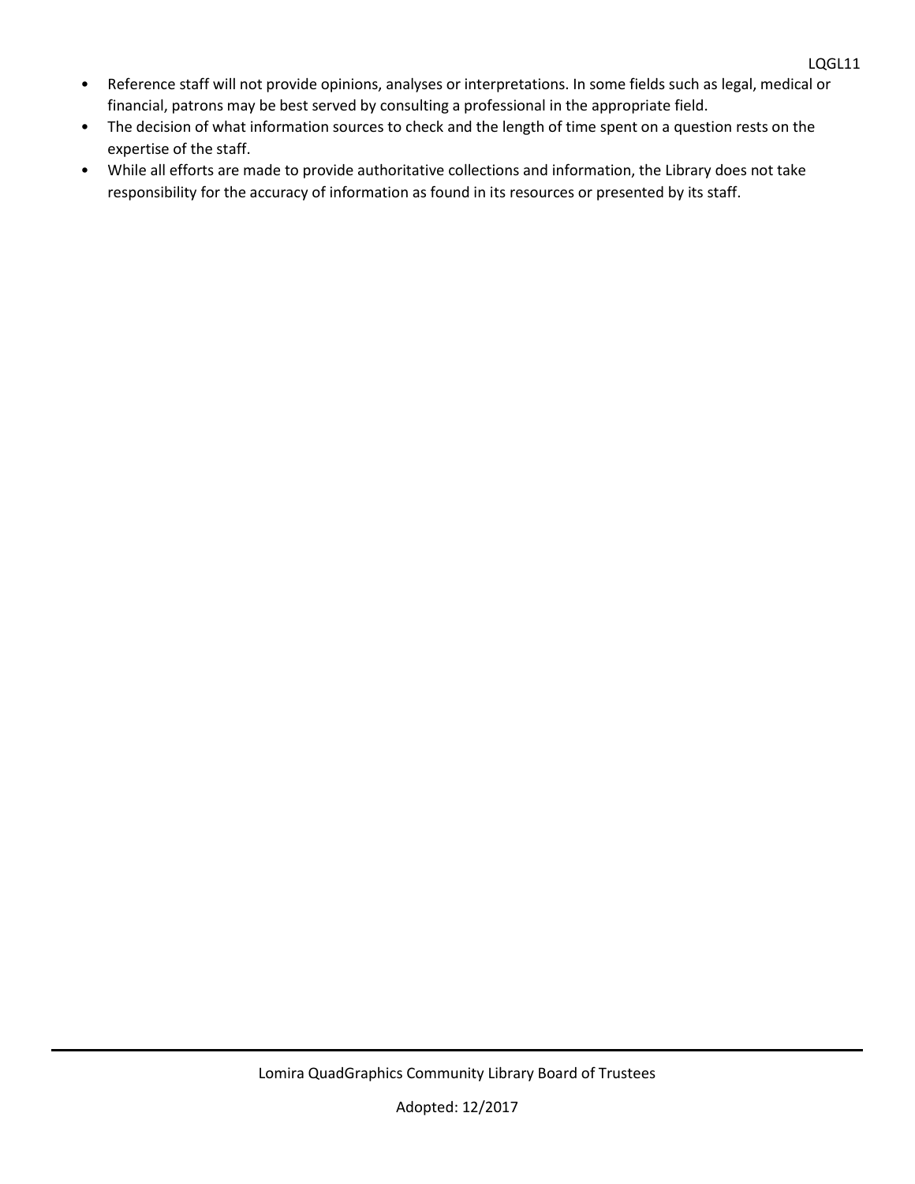- Reference staff will not provide opinions, analyses or interpretations. In some fields such as legal, medical or financial, patrons may be best served by consulting a professional in the appropriate field.
- The decision of what information sources to check and the length of time spent on a question rests on the expertise of the staff.
- While all efforts are made to provide authoritative collections and information, the Library does not take responsibility for the accuracy of information as found in its resources or presented by its staff.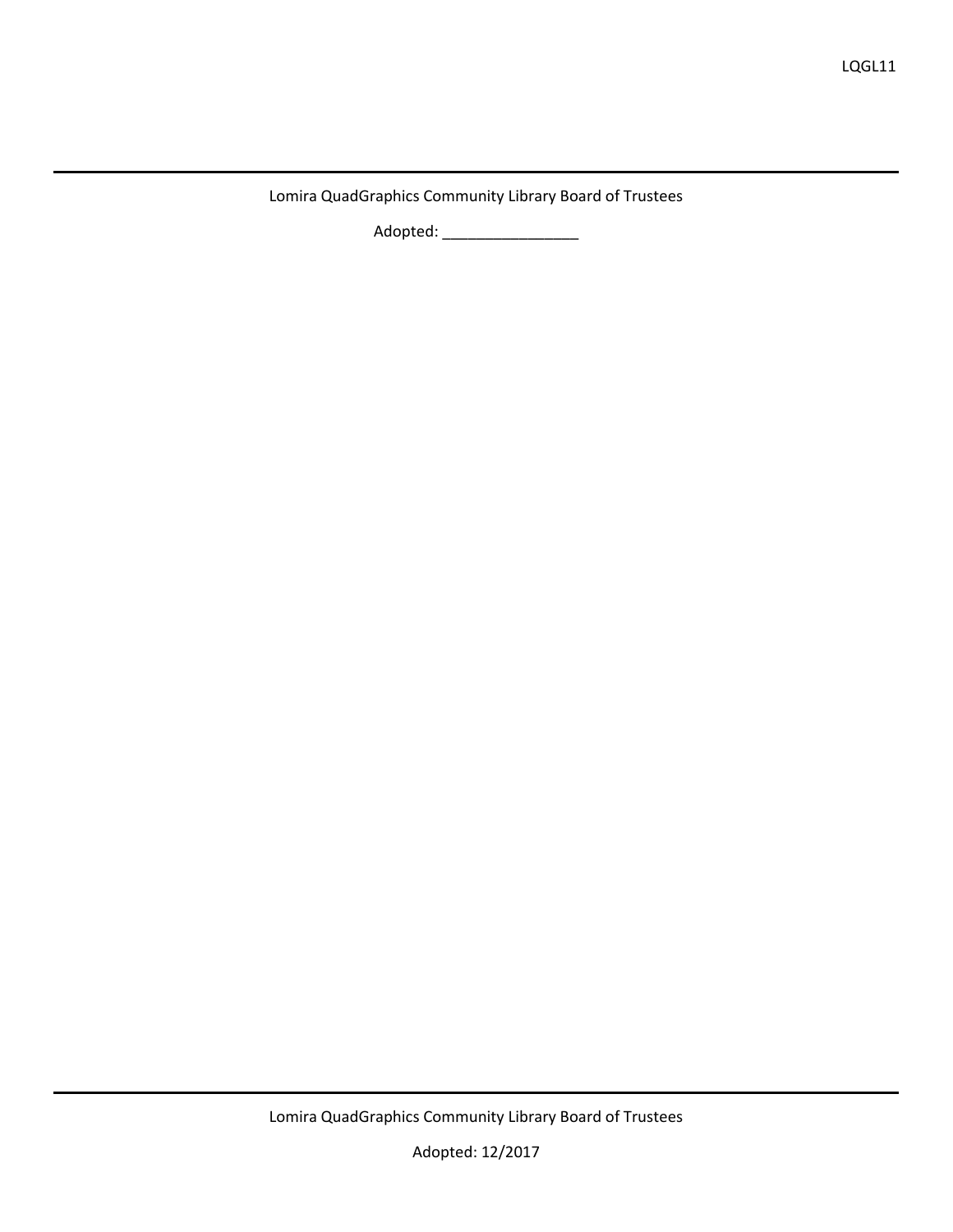Lomira QuadGraphics Community Library Board of Trustees

Adopted: ________________

Lomira QuadGraphics Community Library Board of Trustees

Adopted: 12/2017